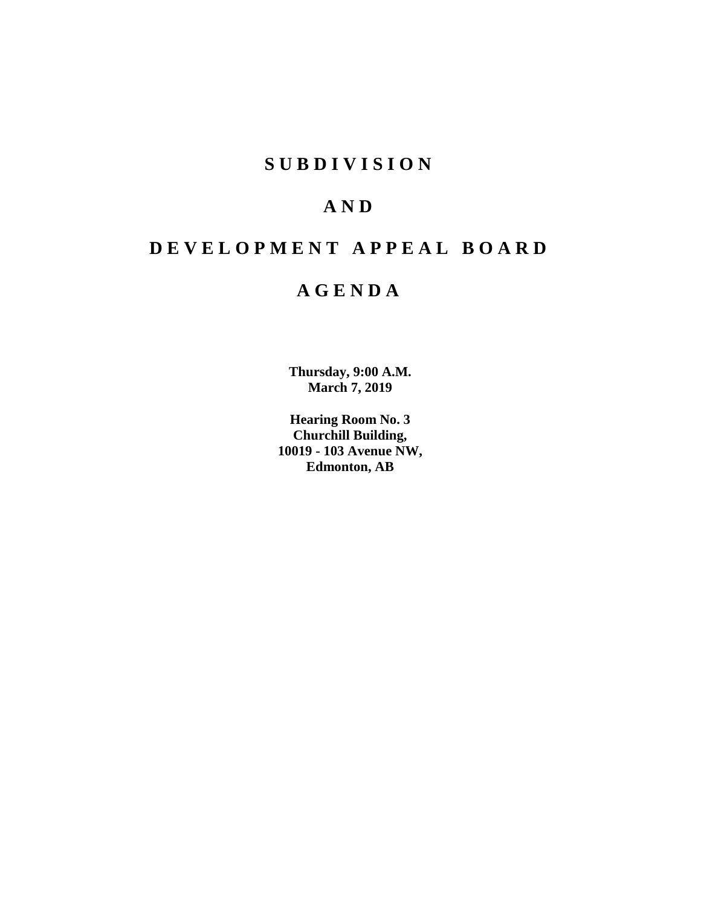# S U B D I V I S I O N

# A N D

# D E V E L O P M E N T   A P P E A L   B O A R D

# A G E N D A

**Thursday, 9:00 A.M.**
**March 7, 2019**

**Hearing Room No. 3**
**Churchill Building,**
**10019 - 103 Avenue NW,**
**Edmonton, AB**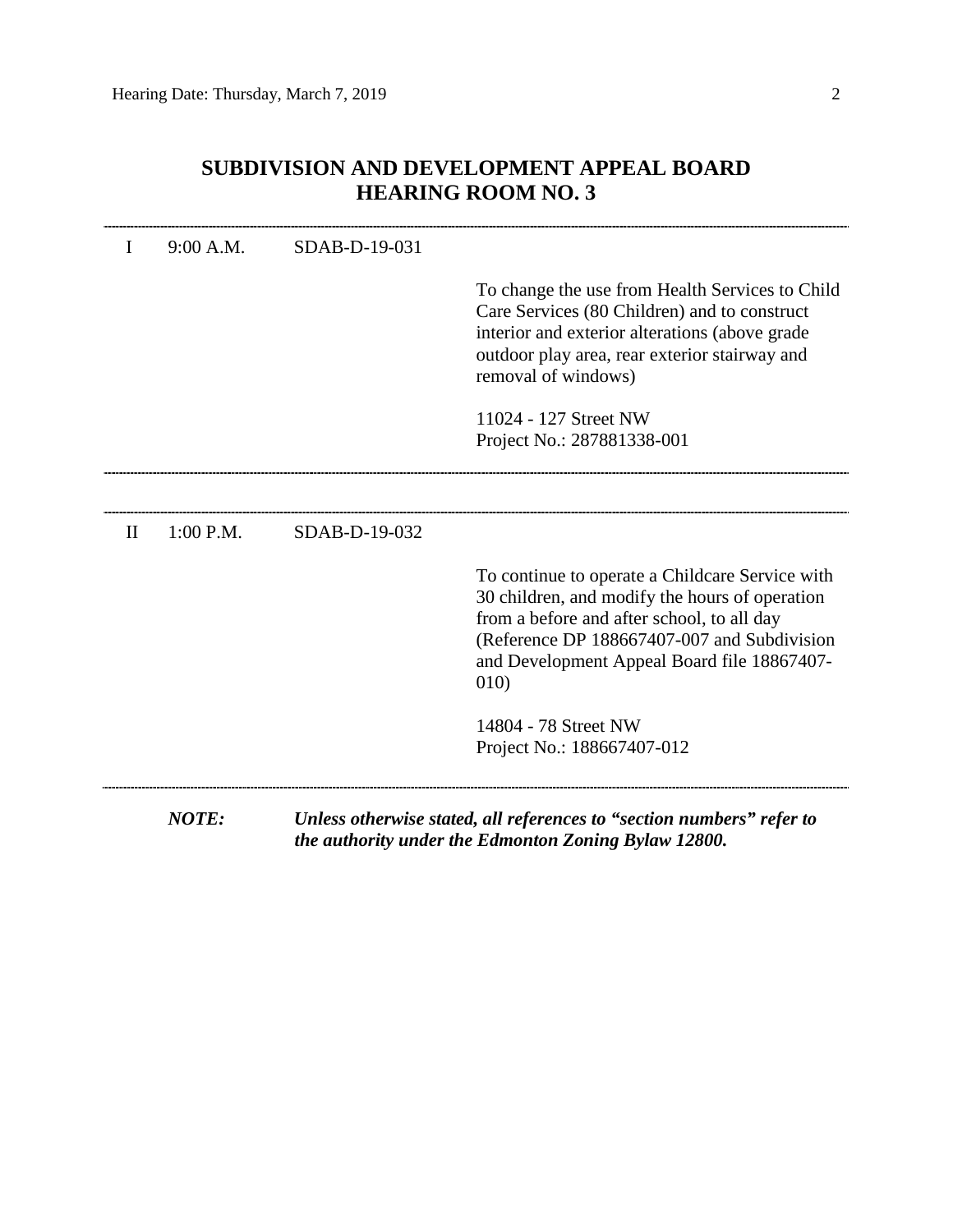# SUBDIVISION AND DEVELOPMENT APPEAL BOARD
# HEARING ROOM NO. 3

---

I 9:00 A.M. SDAB-D-19-031

To change the use from Health Services to Child Care Services (80 Children) and to construct interior and exterior alterations (above grade outdoor play area, rear exterior stairway and removal of windows)

11024 - 127 Street NW
Project No.: 287881338-001

---

---

II 1:00 P.M. SDAB-D-19-032

To continue to operate a Childcare Service with 30 children, and modify the hours of operation from a before and after school, to all day (Reference DP 188667407-007 and Subdivision and Development Appeal Board file 18867407-010)

14804 - 78 Street NW
Project No.: 188667407-012

---

***NOTE:*** ***Unless otherwise stated, all references to "section numbers" refer to the authority under the Edmonton Zoning Bylaw 12800.***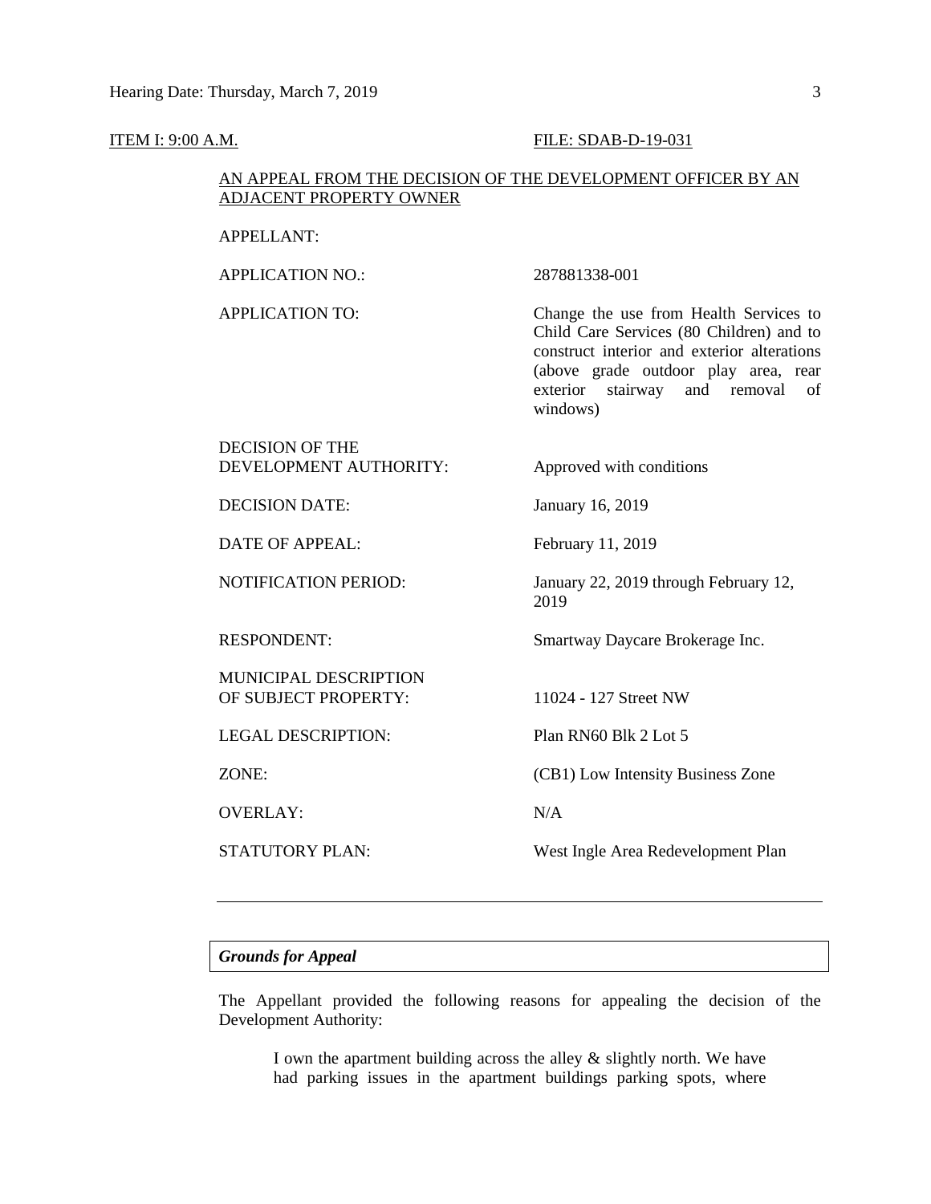ITEM I: 9:00 A.M. FILE: SDAB-D-19-031

AN APPEAL FROM THE DECISION OF THE DEVELOPMENT OFFICER BY AN ADJACENT PROPERTY OWNER

| | |
|---|---|
| APPELLANT: | |
| APPLICATION NO.: | 287881338-001 |
| APPLICATION TO: | Change the use from Health Services to Child Care Services (80 Children) and to construct interior and exterior alterations (above grade outdoor play area, rear exterior stairway and removal of windows) |
| DECISION OF THE DEVELOPMENT AUTHORITY: | Approved with conditions |
| DECISION DATE: | January 16, 2019 |
| DATE OF APPEAL: | February 11, 2019 |
| NOTIFICATION PERIOD: | January 22, 2019 through February 12, 2019 |
| RESPONDENT: | Smartway Daycare Brokerage Inc. |
| MUNICIPAL DESCRIPTION OF SUBJECT PROPERTY: | 11024 - 127 Street NW |
| LEGAL DESCRIPTION: | Plan RN60 Blk 2 Lot 5 |
| ZONE: | (CB1) Low Intensity Business Zone |
| OVERLAY: | N/A |
| STATUTORY PLAN: | West Ingle Area Redevelopment Plan |

---

***Grounds for Appeal***

The Appellant provided the following reasons for appealing the decision of the Development Authority:

> I own the apartment building across the alley & slightly north. We have had parking issues in the apartment buildings parking spots, where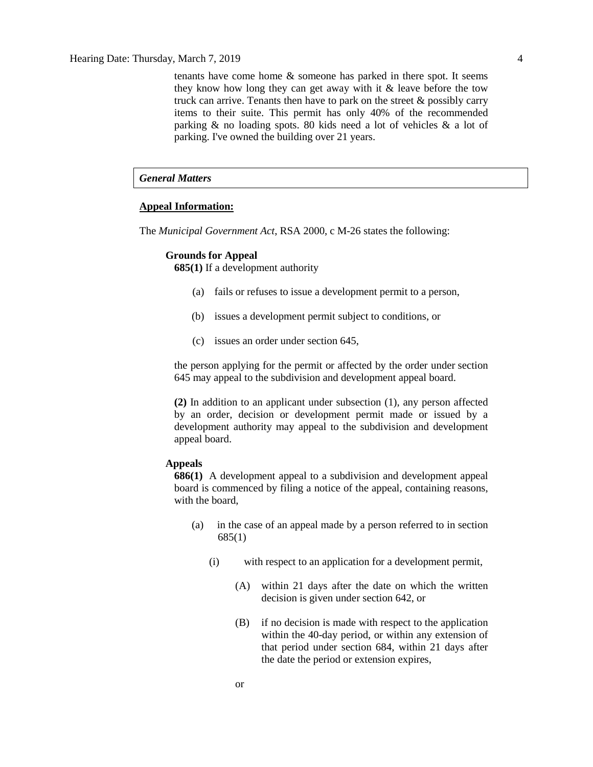tenants have come home & someone has parked in there spot. It seems they know how long they can get away with it & leave before the tow truck can arrive. Tenants then have to park on the street & possibly carry items to their suite. This permit has only 40% of the recommended parking & no loading spots. 80 kids need a lot of vehicles & a lot of parking. I've owned the building over 21 years.

## *General Matters*

**Appeal Information:**

The *Municipal Government Act*, RSA 2000, c M-26 states the following:

**Grounds for Appeal**

**685(1)** If a development authority

(a) fails or refuses to issue a development permit to a person,

(b) issues a development permit subject to conditions, or

(c) issues an order under section 645,

the person applying for the permit or affected by the order under section 645 may appeal to the subdivision and development appeal board.

**(2)** In addition to an applicant under subsection (1), any person affected by an order, decision or development permit made or issued by a development authority may appeal to the subdivision and development appeal board.

**Appeals**

**686(1)** A development appeal to a subdivision and development appeal board is commenced by filing a notice of the appeal, containing reasons, with the board,

(a) in the case of an appeal made by a person referred to in section 685(1)

(i) with respect to an application for a development permit,

(A) within 21 days after the date on which the written decision is given under section 642, or

(B) if no decision is made with respect to the application within the 40-day period, or within any extension of that period under section 684, within 21 days after the date the period or extension expires,

or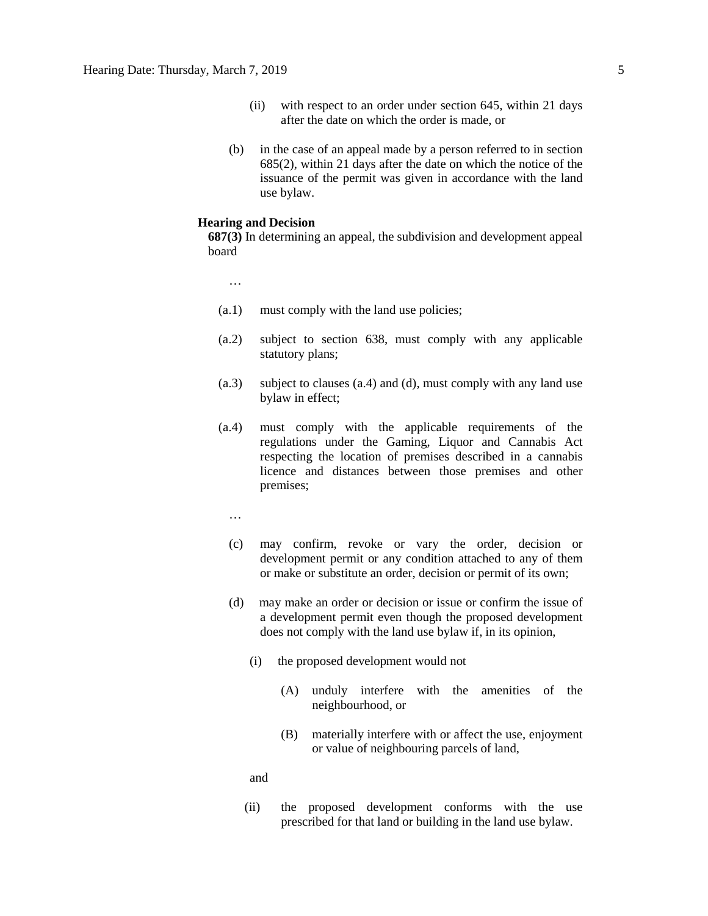(ii) with respect to an order under section 645, within 21 days after the date on which the order is made, or

(b) in the case of an appeal made by a person referred to in section 685(2), within 21 days after the date on which the notice of the issuance of the permit was given in accordance with the land use bylaw.

**Hearing and Decision**

**687(3)** In determining an appeal, the subdivision and development appeal board

…

(a.1) must comply with the land use policies;

(a.2) subject to section 638, must comply with any applicable statutory plans;

(a.3) subject to clauses (a.4) and (d), must comply with any land use bylaw in effect;

(a.4) must comply with the applicable requirements of the regulations under the Gaming, Liquor and Cannabis Act respecting the location of premises described in a cannabis licence and distances between those premises and other premises;

…

(c) may confirm, revoke or vary the order, decision or development permit or any condition attached to any of them or make or substitute an order, decision or permit of its own;

(d) may make an order or decision or issue or confirm the issue of a development permit even though the proposed development does not comply with the land use bylaw if, in its opinion,

(i) the proposed development would not

(A) unduly interfere with the amenities of the neighbourhood, or

(B) materially interfere with or affect the use, enjoyment or value of neighbouring parcels of land,

and

(ii) the proposed development conforms with the use prescribed for that land or building in the land use bylaw.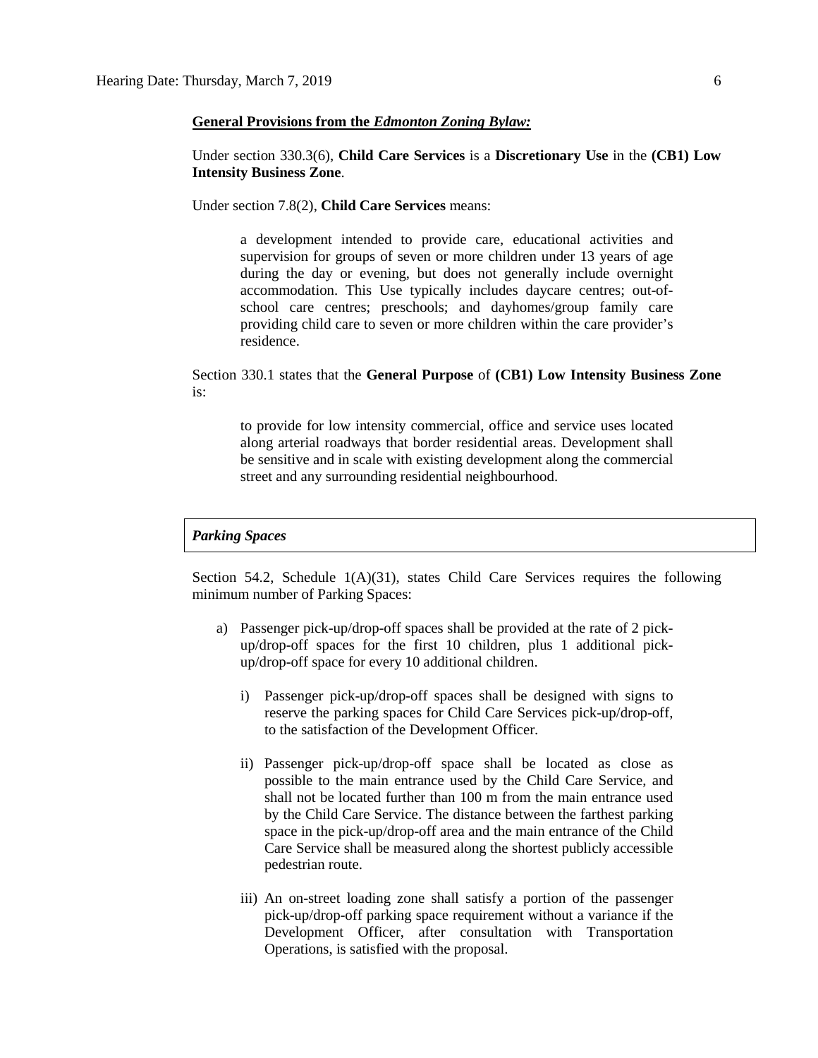**General Provisions from the *Edmonton Zoning Bylaw:***

Under section 330.3(6), **Child Care Services** is a **Discretionary Use** in the **(CB1) Low Intensity Business Zone**.

Under section 7.8(2), **Child Care Services** means:

> a development intended to provide care, educational activities and supervision for groups of seven or more children under 13 years of age during the day or evening, but does not generally include overnight accommodation. This Use typically includes daycare centres; out-of-school care centres; preschools; and dayhomes/group family care providing child care to seven or more children within the care provider's residence.

Section 330.1 states that the **General Purpose** of **(CB1) Low Intensity Business Zone** is:

> to provide for low intensity commercial, office and service uses located along arterial roadways that border residential areas. Development shall be sensitive and in scale with existing development along the commercial street and any surrounding residential neighbourhood.

***Parking Spaces***

Section 54.2, Schedule 1(A)(31), states Child Care Services requires the following minimum number of Parking Spaces:

a) Passenger pick-up/drop-off spaces shall be provided at the rate of 2 pick-up/drop-off spaces for the first 10 children, plus 1 additional pick-up/drop-off space for every 10 additional children.

   i) Passenger pick-up/drop-off spaces shall be designed with signs to reserve the parking spaces for Child Care Services pick-up/drop-off, to the satisfaction of the Development Officer.

   ii) Passenger pick-up/drop-off space shall be located as close as possible to the main entrance used by the Child Care Service, and shall not be located further than 100 m from the main entrance used by the Child Care Service. The distance between the farthest parking space in the pick-up/drop-off area and the main entrance of the Child Care Service shall be measured along the shortest publicly accessible pedestrian route.

   iii) An on-street loading zone shall satisfy a portion of the passenger pick-up/drop-off parking space requirement without a variance if the Development Officer, after consultation with Transportation Operations, is satisfied with the proposal.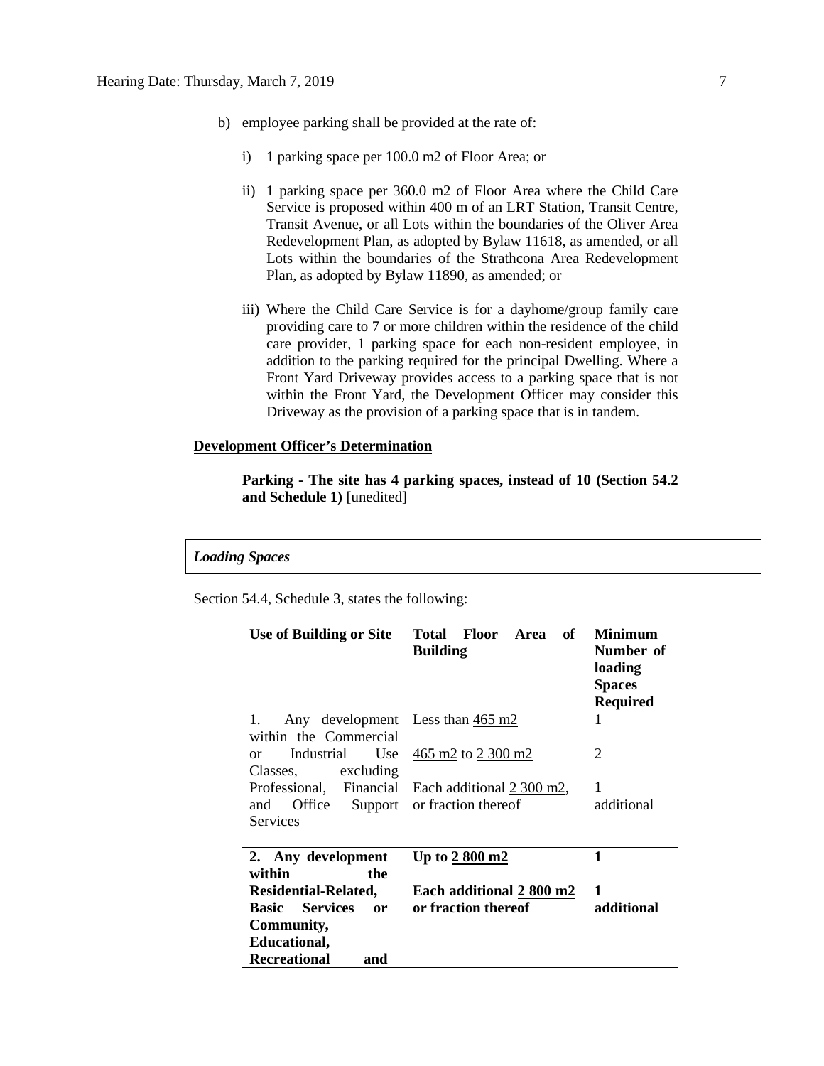b) employee parking shall be provided at the rate of:

   i) 1 parking space per 100.0 m2 of Floor Area; or

   ii) 1 parking space per 360.0 m2 of Floor Area where the Child Care Service is proposed within 400 m of an LRT Station, Transit Centre, Transit Avenue, or all Lots within the boundaries of the Oliver Area Redevelopment Plan, as adopted by Bylaw 11618, as amended, or all Lots within the boundaries of the Strathcona Area Redevelopment Plan, as adopted by Bylaw 11890, as amended; or

   iii) Where the Child Care Service is for a dayhome/group family care providing care to 7 or more children within the residence of the child care provider, 1 parking space for each non-resident employee, in addition to the parking required for the principal Dwelling. Where a Front Yard Driveway provides access to a parking space that is not within the Front Yard, the Development Officer may consider this Driveway as the provision of a parking space that is in tandem.

**Development Officer's Determination**

**Parking - The site has 4 parking spaces, instead of 10 (Section 54.2 and Schedule 1)** [unedited]

*Loading Spaces*

Section 54.4, Schedule 3, states the following:

| Use of Building or Site | Total Floor Area of Building | Minimum Number of loading Spaces Required |
|---|---|---|
| 1. Any development within the Commercial or Industrial Use Classes, excluding Professional, Financial and Office Support Services | Less than 465 m2<br><br>465 m2 to 2 300 m2<br><br>Each additional 2 300 m2, or fraction thereof | 1<br><br>2<br><br>1 additional |
| **2. Any development within the Residential-Related, Basic Services or Community, Educational, Recreational and** | **Up to 2 800 m2**<br><br>**Each additional 2 800 m2 or fraction thereof** | **1**<br><br>**1 additional** |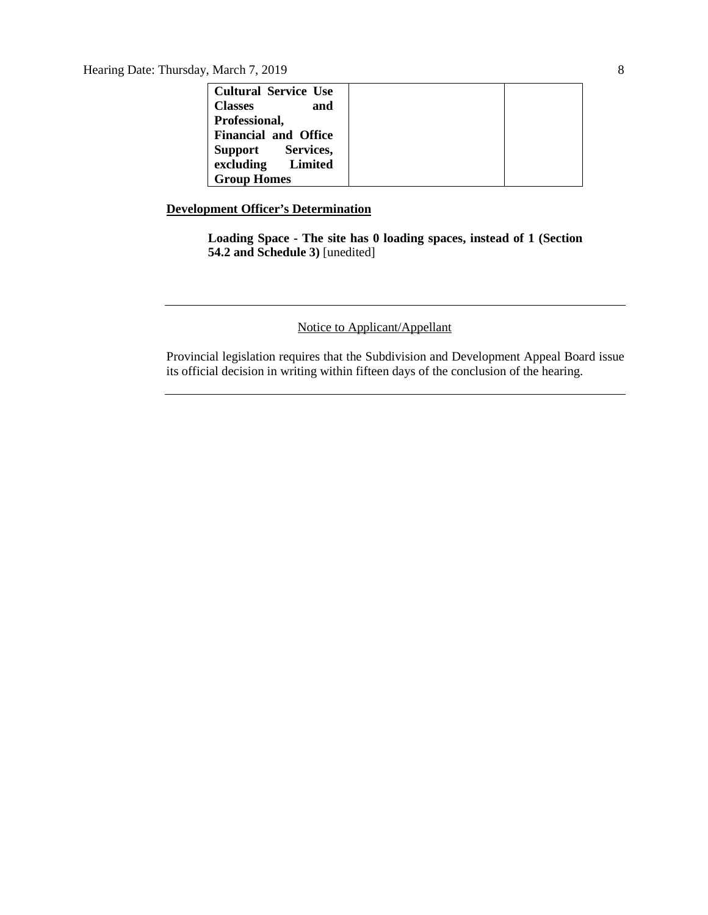| **Cultural Service Use Classes and Professional, Financial and Office Support Services, excluding Limited Group Homes** | | |
|---|---|---|

**Development Officer's Determination**

> **Loading Space - The site has 0 loading spaces, instead of 1 (Section 54.2 and Schedule 3)** [unedited]

---

Notice to Applicant/Appellant

Provincial legislation requires that the Subdivision and Development Appeal Board issue its official decision in writing within fifteen days of the conclusion of the hearing.

---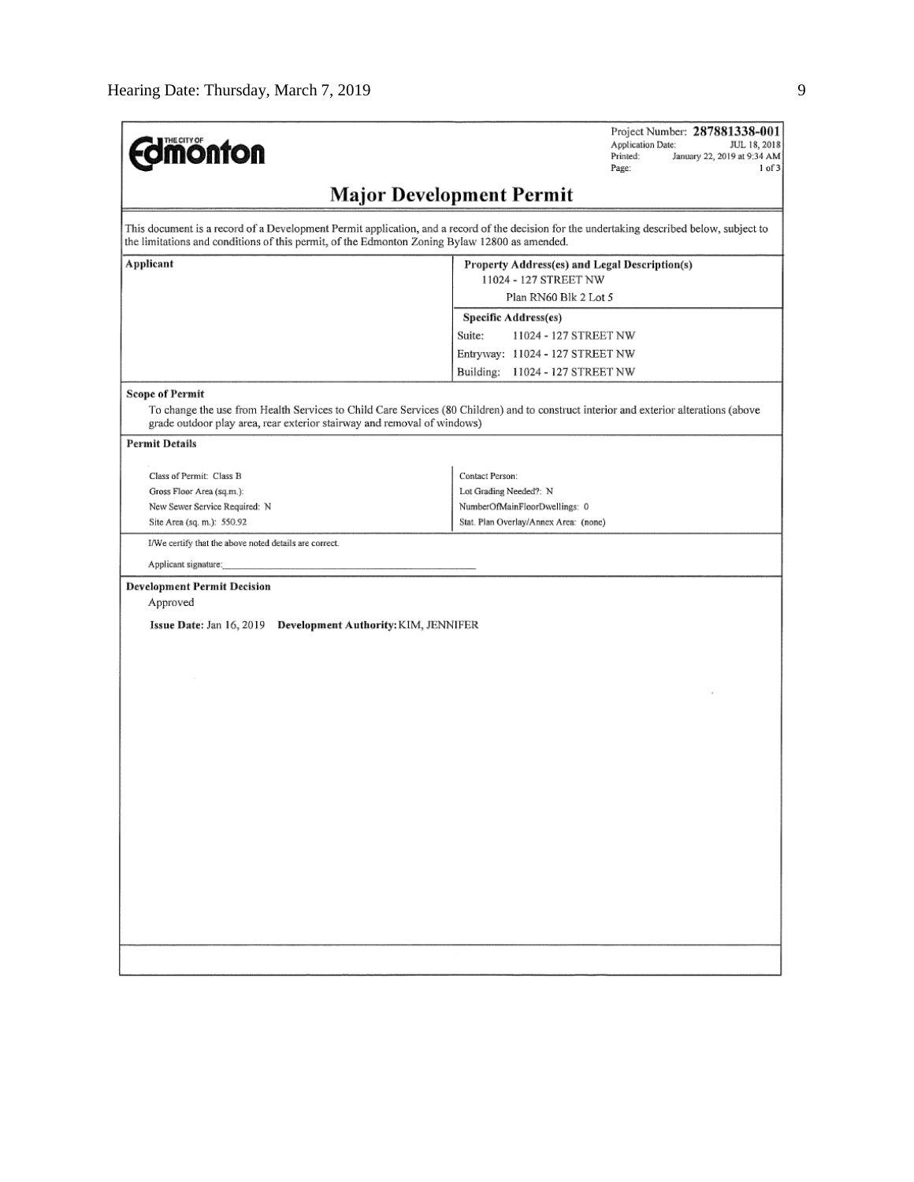The City of Edmonton

Project Number: **287881338-001**
Application Date: JUL 18, 2018
Printed: January 22, 2019 at 9:34 AM
Page: 1 of 3

## Major Development Permit

This document is a record of a Development Permit application, and a record of the decision for the undertaking described below, subject to the limitations and conditions of this permit, of the Edmonton Zoning Bylaw 12800 as amended.

| Applicant | Property Address(es) and Legal Description(s) |
|---|---|
| | 11024 - 127 STREET NW |
| | Plan RN60 Blk 2 Lot 5 |
| | **Specific Address(es)** |
| | Suite: 11024 - 127 STREET NW |
| | Entryway: 11024 - 127 STREET NW |
| | Building: 11024 - 127 STREET NW |

**Scope of Permit**

To change the use from Health Services to Child Care Services (80 Children) and to construct interior and exterior alterations (above grade outdoor play area, rear exterior stairway and removal of windows)

**Permit Details**

| | |
|---|---|
| Class of Permit: Class B | Contact Person: |
| Gross Floor Area (sq.m.): | Lot Grading Needed?: N |
| New Sewer Service Required: N | NumberOfMainFloorDwellings: 0 |
| Site Area (sq. m.): 550.92 | Stat. Plan Overlay/Annex Area: (none) |

I/We certify that the above noted details are correct.

Applicant signature:\_\_\_\_\_\_\_\_\_\_\_\_\_\_\_\_\_\_\_\_\_\_\_\_\_\_\_\_\_\_\_\_\_\_\_\_\_\_\_\_

**Development Permit Decision**

Approved

**Issue Date:** Jan 16, 2019 **Development Authority:** KIM, JENNIFER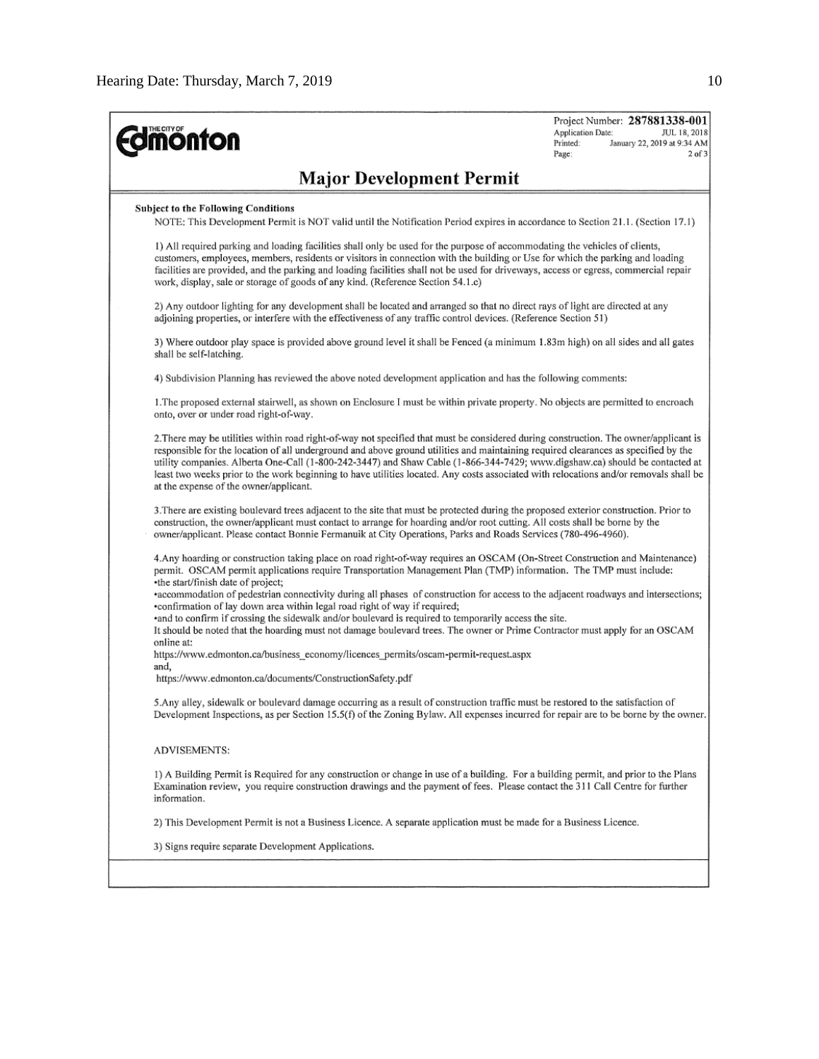THE CITY OF **Edmonton**

Project Number: **287881338-001**
Application Date: JUL 18, 2018
Printed: January 22, 2019 at 9:34 AM
Page: 2 of 3

# Major Development Permit

**Subject to the Following Conditions**

NOTE: This Development Permit is NOT valid until the Notification Period expires in accordance to Section 21.1. (Section 17.1)

1) All required parking and loading facilities shall only be used for the purpose of accommodating the vehicles of clients, customers, employees, members, residents or visitors in connection with the building or Use for which the parking and loading facilities are provided, and the parking and loading facilities shall not be used for driveways, access or egress, commercial repair work, display, sale or storage of goods of any kind. (Reference Section 54.1.c)

2) Any outdoor lighting for any development shall be located and arranged so that no direct rays of light are directed at any adjoining properties, or interfere with the effectiveness of any traffic control devices. (Reference Section 51)

3) Where outdoor play space is provided above ground level it shall be Fenced (a minimum 1.83m high) on all sides and all gates shall be self-latching.

4) Subdivision Planning has reviewed the above noted development application and has the following comments:

1.The proposed external stairwell, as shown on Enclosure I must be within private property. No objects are permitted to encroach onto, over or under road right-of-way.

2.There may be utilities within road right-of-way not specified that must be considered during construction. The owner/applicant is responsible for the location of all underground and above ground utilities and maintaining required clearances as specified by the utility companies. Alberta One-Call (1-800-242-3447) and Shaw Cable (1-866-344-7429; www.digshaw.ca) should be contacted at least two weeks prior to the work beginning to have utilities located. Any costs associated with relocations and/or removals shall be at the expense of the owner/applicant.

3.There are existing boulevard trees adjacent to the site that must be protected during the proposed exterior construction. Prior to construction, the owner/applicant must contact to arrange for hoarding and/or root cutting. All costs shall be borne by the owner/applicant. Please contact Bonnie Fermanuik at City Operations, Parks and Roads Services (780-496-4960).

4.Any hoarding or construction taking place on road right-of-way requires an OSCAM (On-Street Construction and Maintenance) permit. OSCAM permit applications require Transportation Management Plan (TMP) information. The TMP must include:
•the start/finish date of project;
•accommodation of pedestrian connectivity during all phases of construction for access to the adjacent roadways and intersections;
•confirmation of lay down area within legal road right of way if required;
•and to confirm if crossing the sidewalk and/or boulevard is required to temporarily access the site.
It should be noted that the hoarding must not damage boulevard trees. The owner or Prime Contractor must apply for an OSCAM online at:
https://www.edmonton.ca/business_economy/licences_permits/oscam-permit-request.aspx
and,
https://www.edmonton.ca/documents/ConstructionSafety.pdf

5.Any alley, sidewalk or boulevard damage occurring as a result of construction traffic must be restored to the satisfaction of Development Inspections, as per Section 15.5(f) of the Zoning Bylaw. All expenses incurred for repair are to be borne by the owner.

ADVISEMENTS:

1) A Building Permit is Required for any construction or change in use of a building. For a building permit, and prior to the Plans Examination review, you require construction drawings and the payment of fees. Please contact the 311 Call Centre for further information.

2) This Development Permit is not a Business Licence. A separate application must be made for a Business Licence.

3) Signs require separate Development Applications.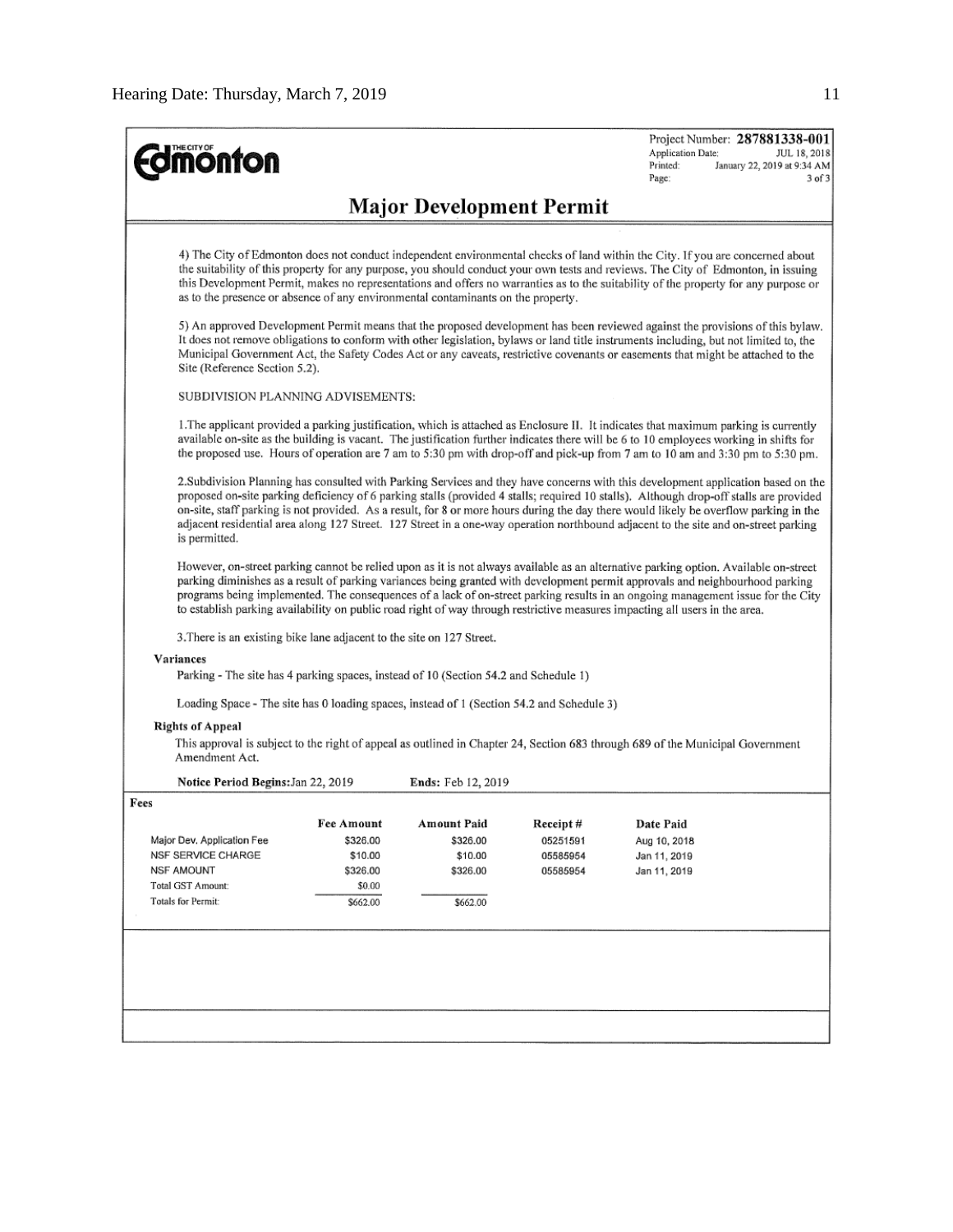**Edmonton** (The City of)

Project Number: **287881338-001**
Application Date: JUL 18, 2018
Printed: January 22, 2019 at 9:34 AM
Page: 3 of 3

## Major Development Permit

4) The City of Edmonton does not conduct independent environmental checks of land within the City. If you are concerned about the suitability of this property for any purpose, you should conduct your own tests and reviews. The City of Edmonton, in issuing this Development Permit, makes no representations and offers no warranties as to the suitability of the property for any purpose or as to the presence or absence of any environmental contaminants on the property.

5) An approved Development Permit means that the proposed development has been reviewed against the provisions of this bylaw. It does not remove obligations to conform with other legislation, bylaws or land title instruments including, but not limited to, the Municipal Government Act, the Safety Codes Act or any caveats, restrictive covenants or easements that might be attached to the Site (Reference Section 5.2).

SUBDIVISION PLANNING ADVISEMENTS:

1.The applicant provided a parking justification, which is attached as Enclosure II. It indicates that maximum parking is currently available on-site as the building is vacant. The justification further indicates there will be 6 to 10 employees working in shifts for the proposed use. Hours of operation are 7 am to 5:30 pm with drop-off and pick-up from 7 am to 10 am and 3:30 pm to 5:30 pm.

2.Subdivision Planning has consulted with Parking Services and they have concerns with this development application based on the proposed on-site parking deficiency of 6 parking stalls (provided 4 stalls; required 10 stalls). Although drop-off stalls are provided on-site, staff parking is not provided. As a result, for 8 or more hours during the day there would likely be overflow parking in the adjacent residential area along 127 Street. 127 Street in a one-way operation northbound adjacent to the site and on-street parking is permitted.

However, on-street parking cannot be relied upon as it is not always available as an alternative parking option. Available on-street parking diminishes as a result of parking variances being granted with development permit approvals and neighbourhood parking programs being implemented. The consequences of a lack of on-street parking results in an ongoing management issue for the City to establish parking availability on public road right of way through restrictive measures impacting all users in the area.

3.There is an existing bike lane adjacent to the site on 127 Street.

**Variances**

Parking - The site has 4 parking spaces, instead of 10 (Section 54.2 and Schedule 1)

Loading Space - The site has 0 loading spaces, instead of 1 (Section 54.2 and Schedule 3)

**Rights of Appeal**

This approval is subject to the right of appeal as outlined in Chapter 24, Section 683 through 689 of the Municipal Government Amendment Act.

**Notice Period Begins:** Jan 22, 2019 **Ends:** Feb 12, 2019

**Fees**

| | Fee Amount | Amount Paid | Receipt # | Date Paid |
|---|---|---|---|---|
| Major Dev. Application Fee | $326.00 | $326.00 | 05251591 | Aug 10, 2018 |
| NSF SERVICE CHARGE | $10.00 | $10.00 | 05585954 | Jan 11, 2019 |
| NSF AMOUNT | $326.00 | $326.00 | 05585954 | Jan 11, 2019 |
| Total GST Amount: | $0.00 | | | |
| Totals for Permit: | $662.00 | $662.00 | | |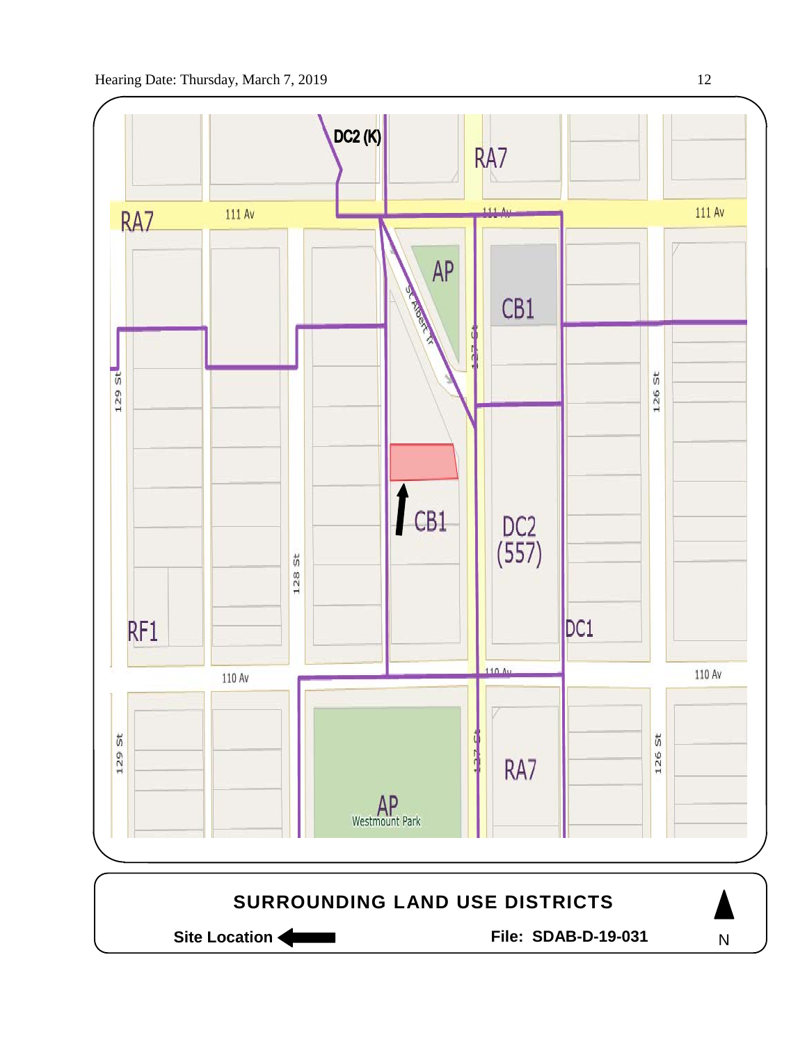DC2 (K)

RA7

RA7

111 Av

111 Av

111 Av

AP

St Albert Tr

127 St

CB1

129 St

128 St

126 St

CB1

DC2 (557)

RF1

DC1

110 Av

110 Av

110 Av

129 St

127 St

126 St

RA7

AP

Westmount Park

**SURROUNDING LAND USE DISTRICTS**

**Site Location** ⟵

**File: SDAB-D-19-031**

N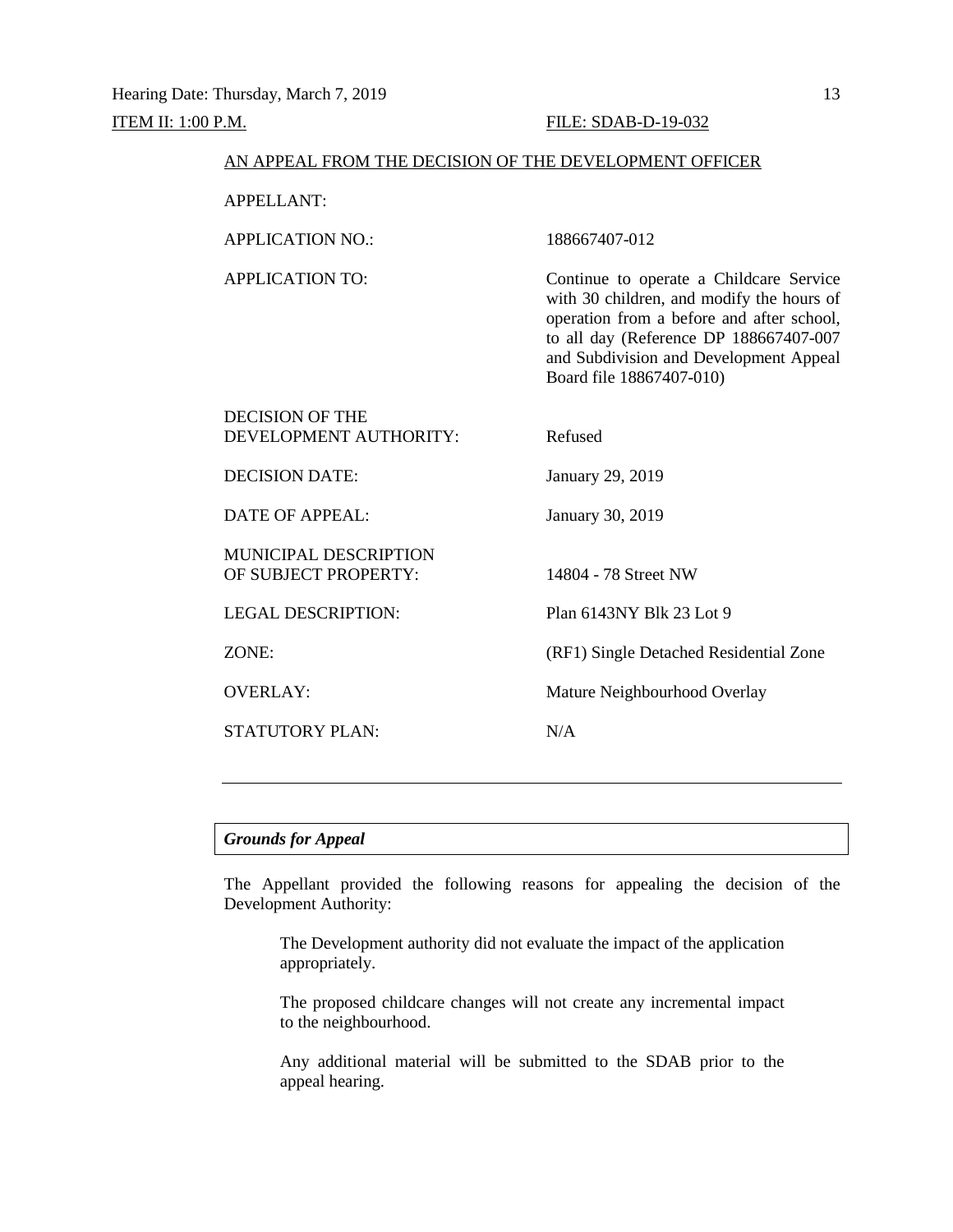Hearing Date: Thursday, March 7, 2019

ITEM II: 1:00 P.M. FILE: SDAB-D-19-032

AN APPEAL FROM THE DECISION OF THE DEVELOPMENT OFFICER

| | |
|---|---|
| APPELLANT: | |
| APPLICATION NO.: | 188667407-012 |
| APPLICATION TO: | Continue to operate a Childcare Service with 30 children, and modify the hours of operation from a before and after school, to all day (Reference DP 188667407-007 and Subdivision and Development Appeal Board file 18867407-010) |
| DECISION OF THE DEVELOPMENT AUTHORITY: | Refused |
| DECISION DATE: | January 29, 2019 |
| DATE OF APPEAL: | January 30, 2019 |
| MUNICIPAL DESCRIPTION OF SUBJECT PROPERTY: | 14804 - 78 Street NW |
| LEGAL DESCRIPTION: | Plan 6143NY Blk 23 Lot 9 |
| ZONE: | (RF1) Single Detached Residential Zone |
| OVERLAY: | Mature Neighbourhood Overlay |
| STATUTORY PLAN: | N/A |

---

***Grounds for Appeal***

The Appellant provided the following reasons for appealing the decision of the Development Authority:

> The Development authority did not evaluate the impact of the application appropriately.
>
> The proposed childcare changes will not create any incremental impact to the neighbourhood.
>
> Any additional material will be submitted to the SDAB prior to the appeal hearing.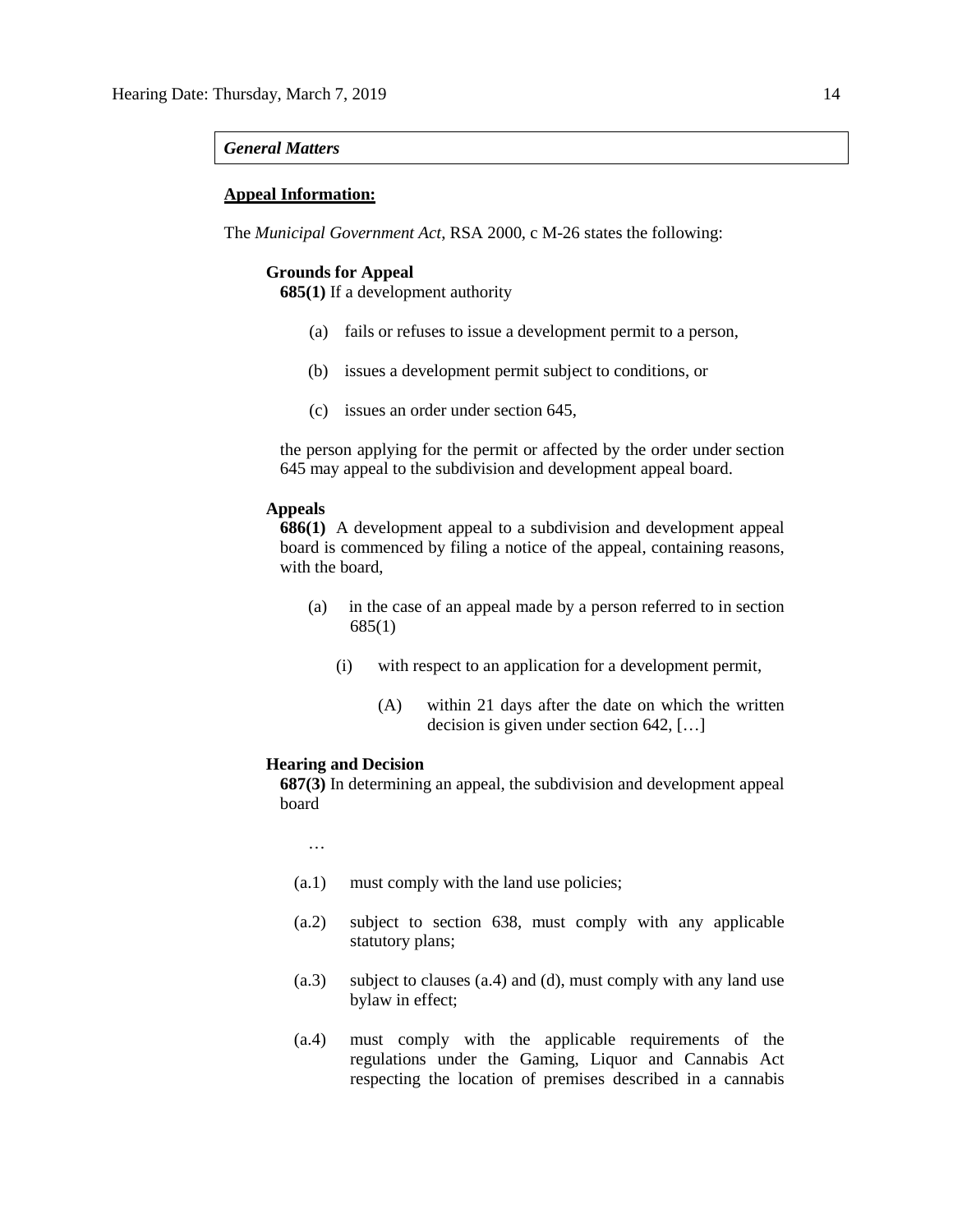***General Matters***

**Appeal Information:**

The *Municipal Government Act*, RSA 2000, c M-26 states the following:

**Grounds for Appeal**

**685(1)** If a development authority

(a) fails or refuses to issue a development permit to a person,

(b) issues a development permit subject to conditions, or

(c) issues an order under section 645,

the person applying for the permit or affected by the order under section 645 may appeal to the subdivision and development appeal board.

**Appeals**

**686(1)** A development appeal to a subdivision and development appeal board is commenced by filing a notice of the appeal, containing reasons, with the board,

(a) in the case of an appeal made by a person referred to in section 685(1)

(i) with respect to an application for a development permit,

(A) within 21 days after the date on which the written decision is given under section 642, […]

**Hearing and Decision**

**687(3)** In determining an appeal, the subdivision and development appeal board

…

(a.1) must comply with the land use policies;

(a.2) subject to section 638, must comply with any applicable statutory plans;

(a.3) subject to clauses (a.4) and (d), must comply with any land use bylaw in effect;

(a.4) must comply with the applicable requirements of the regulations under the Gaming, Liquor and Cannabis Act respecting the location of premises described in a cannabis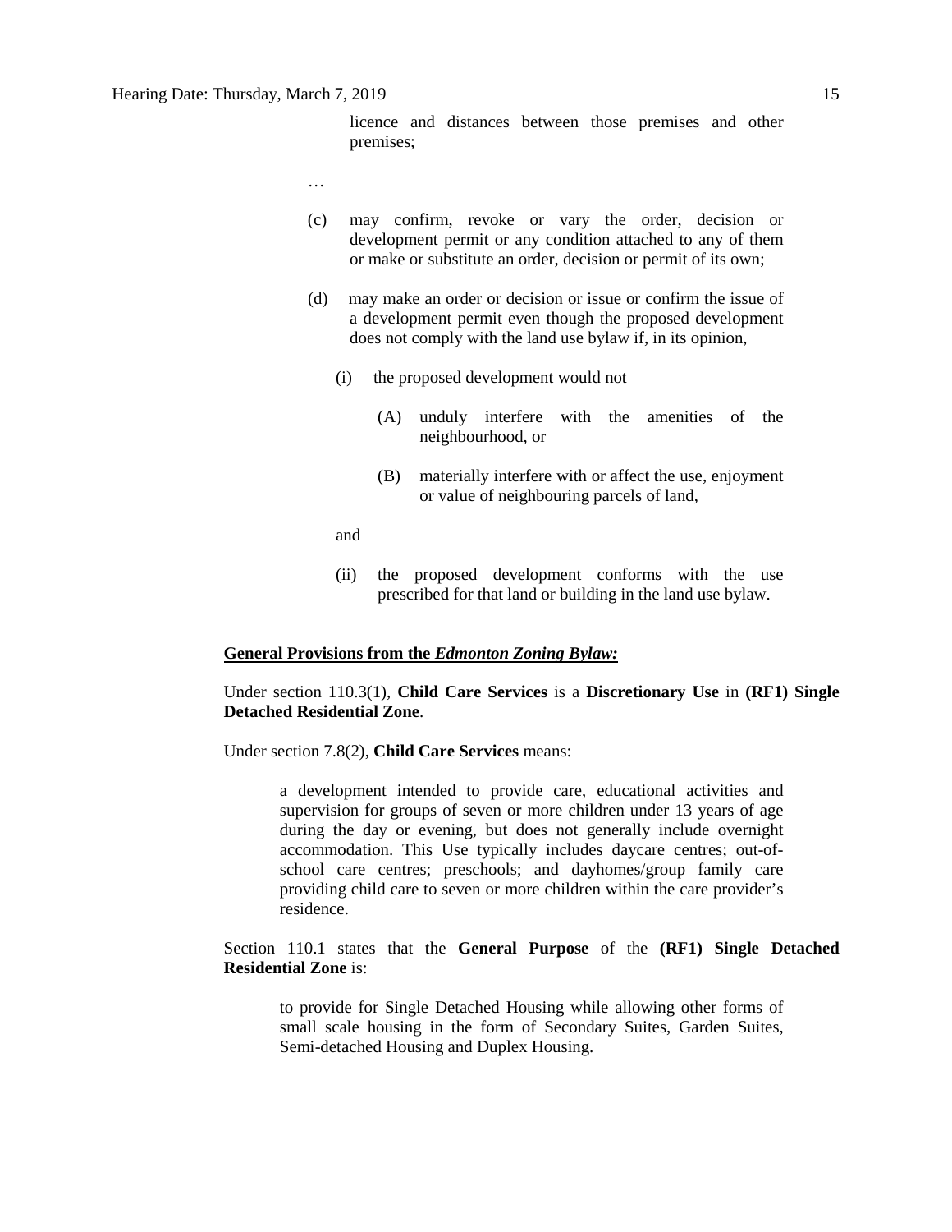licence and distances between those premises and other premises;

…

(c) may confirm, revoke or vary the order, decision or development permit or any condition attached to any of them or make or substitute an order, decision or permit of its own;

(d) may make an order or decision or issue or confirm the issue of a development permit even though the proposed development does not comply with the land use bylaw if, in its opinion,

(i) the proposed development would not

(A) unduly interfere with the amenities of the neighbourhood, or

(B) materially interfere with or affect the use, enjoyment or value of neighbouring parcels of land,

and

(ii) the proposed development conforms with the use prescribed for that land or building in the land use bylaw.

**General Provisions from the *Edmonton Zoning Bylaw:***

Under section 110.3(1), **Child Care Services** is a **Discretionary Use** in **(RF1) Single Detached Residential Zone**.

Under section 7.8(2), **Child Care Services** means:

> a development intended to provide care, educational activities and supervision for groups of seven or more children under 13 years of age during the day or evening, but does not generally include overnight accommodation. This Use typically includes daycare centres; out-of-school care centres; preschools; and dayhomes/group family care providing child care to seven or more children within the care provider's residence.

Section 110.1 states that the **General Purpose** of the **(RF1) Single Detached Residential Zone** is:

> to provide for Single Detached Housing while allowing other forms of small scale housing in the form of Secondary Suites, Garden Suites, Semi-detached Housing and Duplex Housing.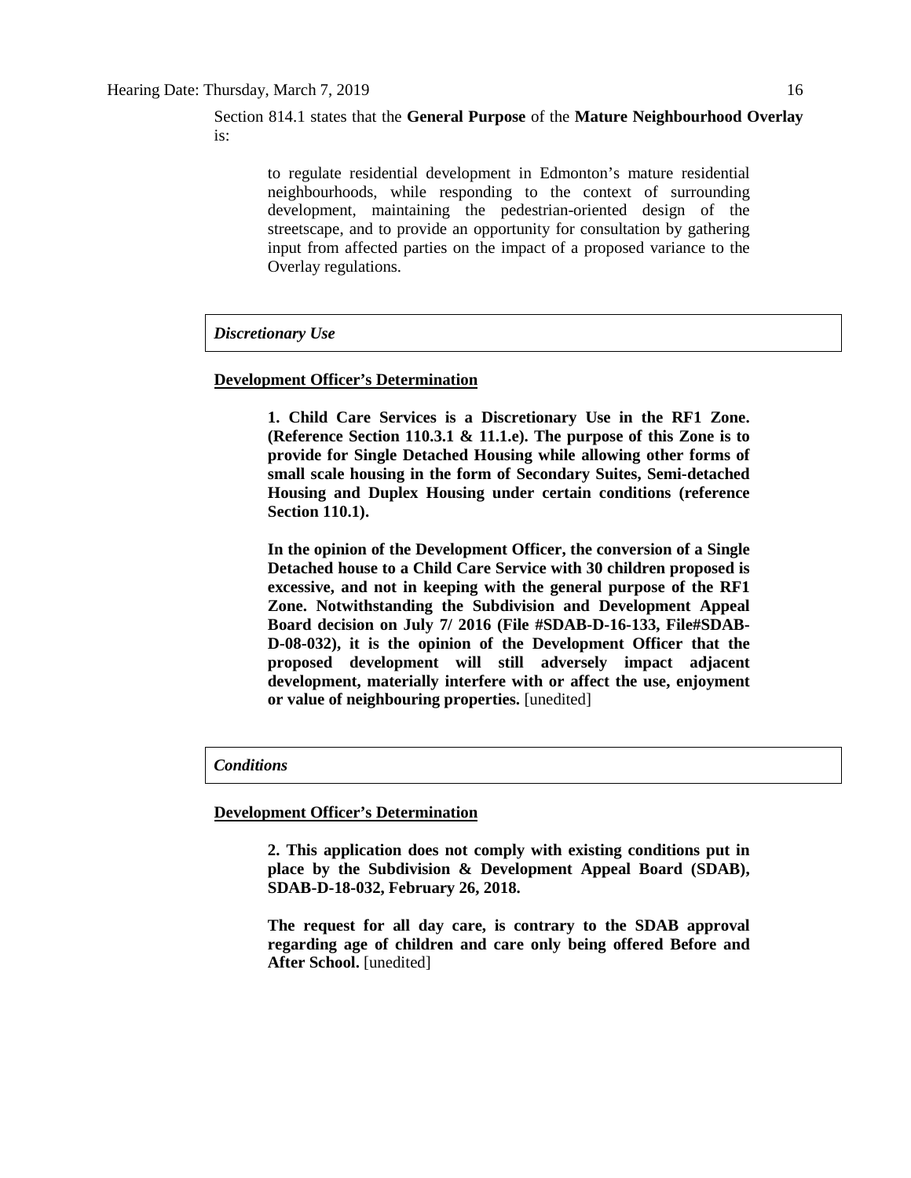Section 814.1 states that the **General Purpose** of the **Mature Neighbourhood Overlay** is:

> to regulate residential development in Edmonton's mature residential neighbourhoods, while responding to the context of surrounding development, maintaining the pedestrian-oriented design of the streetscape, and to provide an opportunity for consultation by gathering input from affected parties on the impact of a proposed variance to the Overlay regulations.

| ***Discretionary Use*** |
|---|

**Development Officer's Determination**

> **1. Child Care Services is a Discretionary Use in the RF1 Zone. (Reference Section 110.3.1 & 11.1.e). The purpose of this Zone is to provide for Single Detached Housing while allowing other forms of small scale housing in the form of Secondary Suites, Semi-detached Housing and Duplex Housing under certain conditions (reference Section 110.1).**
>
> **In the opinion of the Development Officer, the conversion of a Single Detached house to a Child Care Service with 30 children proposed is excessive, and not in keeping with the general purpose of the RF1 Zone. Notwithstanding the Subdivision and Development Appeal Board decision on July 7/ 2016 (File #SDAB-D-16-133, File#SDAB-D-08-032), it is the opinion of the Development Officer that the proposed development will still adversely impact adjacent development, materially interfere with or affect the use, enjoyment or value of neighbouring properties.** [unedited]

| ***Conditions*** |
|---|

**Development Officer's Determination**

> **2. This application does not comply with existing conditions put in place by the Subdivision & Development Appeal Board (SDAB), SDAB-D-18-032, February 26, 2018.**
>
> **The request for all day care, is contrary to the SDAB approval regarding age of children and care only being offered Before and After School.** [unedited]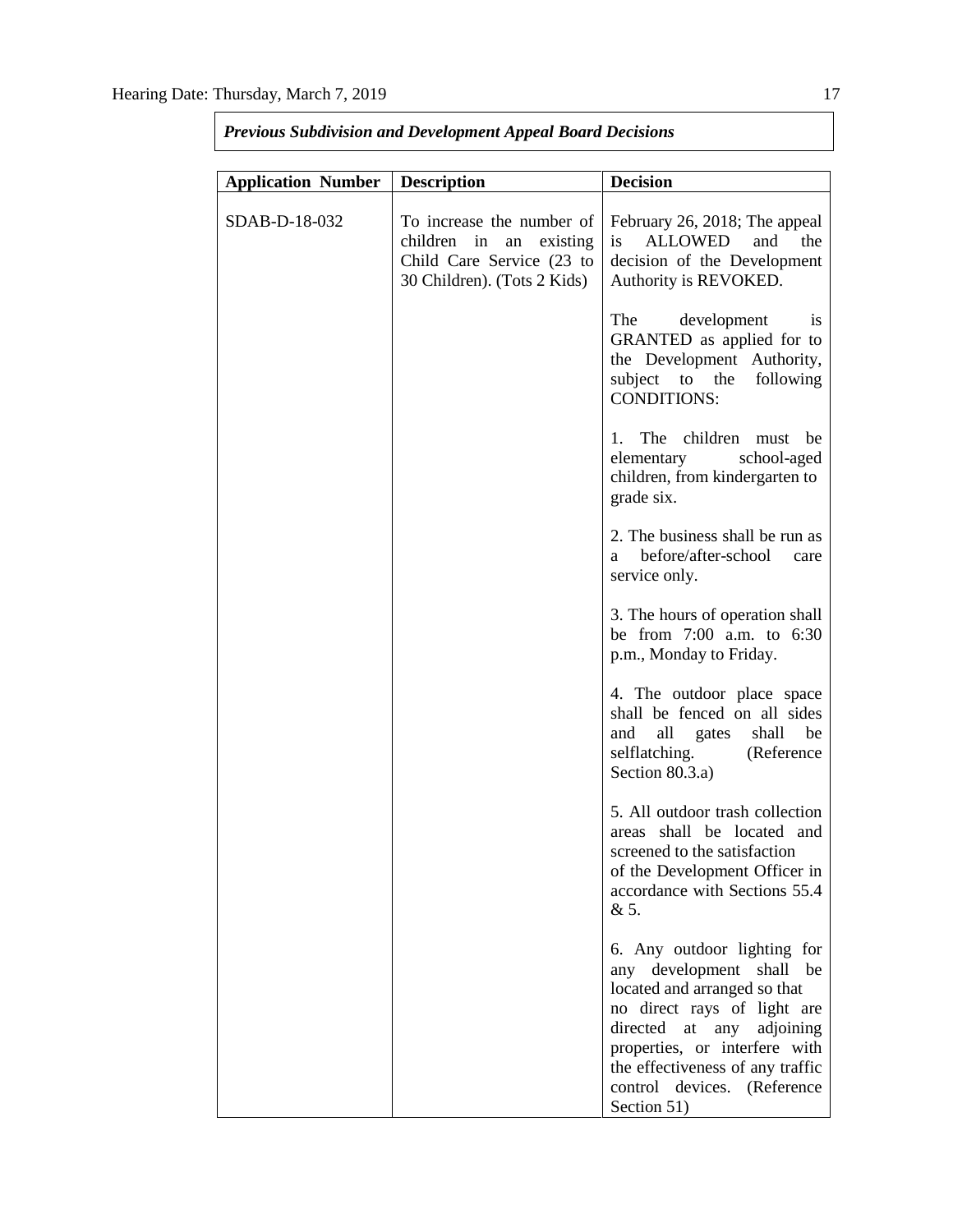*Previous Subdivision and Development Appeal Board Decisions*

| Application Number | Description | Decision |
|---|---|---|
| SDAB-D-18-032 | To increase the number of children in an existing Child Care Service (23 to 30 Children). (Tots 2 Kids) | February 26, 2018; The appeal is ALLOWED and the decision of the Development Authority is REVOKED.<br><br>The development is GRANTED as applied for to the Development Authority, subject to the following CONDITIONS:<br><br>1. The children must be elementary school-aged children, from kindergarten to grade six.<br><br>2. The business shall be run as a before/after-school care service only.<br><br>3. The hours of operation shall be from 7:00 a.m. to 6:30 p.m., Monday to Friday.<br><br>4. The outdoor place space shall be fenced on all sides and all gates shall be selflatching. (Reference Section 80.3.a)<br><br>5. All outdoor trash collection areas shall be located and screened to the satisfaction of the Development Officer in accordance with Sections 55.4 & 5.<br><br>6. Any outdoor lighting for any development shall be located and arranged so that no direct rays of light are directed at any adjoining properties, or interfere with the effectiveness of any traffic control devices. (Reference Section 51) |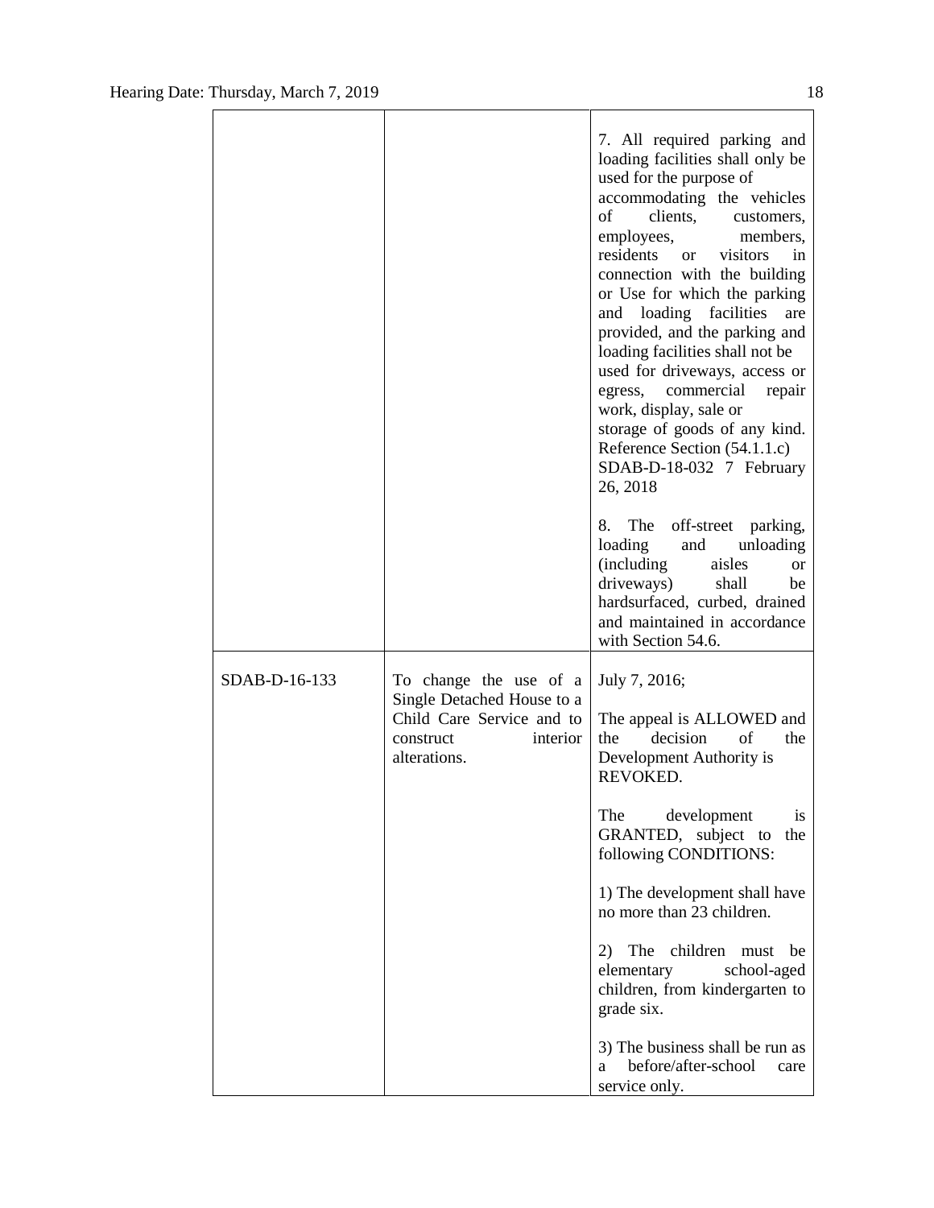| | | |
|---|---|---|
| | | 7. All required parking and loading facilities shall only be used for the purpose of accommodating the vehicles of clients, customers, employees, members, residents or visitors in connection with the building or Use for which the parking and loading facilities are provided, and the parking and loading facilities shall not be used for driveways, access or egress, commercial repair work, display, sale or storage of goods of any kind. Reference Section (54.1.1.c) SDAB-D-18-032 7 February 26, 2018<br><br>8. The off-street parking, loading and unloading (including aisles or driveways) shall be hardsurfaced, curbed, drained and maintained in accordance with Section 54.6. |
| SDAB-D-16-133 | To change the use of a Single Detached House to a Child Care Service and to construct interior alterations. | July 7, 2016;<br><br>The appeal is ALLOWED and the decision of the Development Authority is REVOKED.<br><br>The development is GRANTED, subject to the following CONDITIONS:<br><br>1) The development shall have no more than 23 children.<br><br>2) The children must be elementary school-aged children, from kindergarten to grade six.<br><br>3) The business shall be run as a before/after-school care service only. |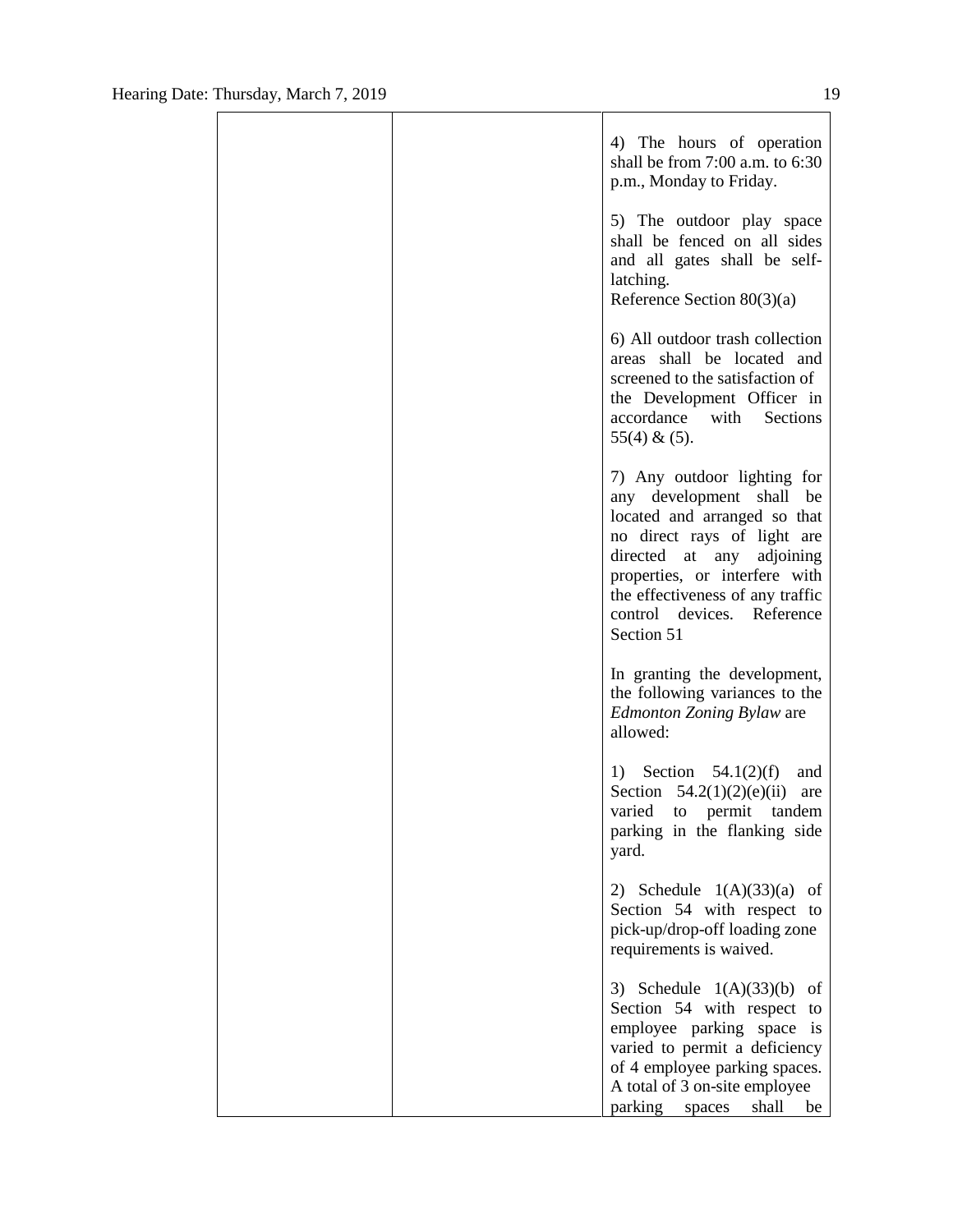| | | |
|---|---|---|
| | | 4) The hours of operation shall be from 7:00 a.m. to 6:30 p.m., Monday to Friday.<br><br>5) The outdoor play space shall be fenced on all sides and all gates shall be self-latching.<br>Reference Section 80(3)(a)<br><br>6) All outdoor trash collection areas shall be located and screened to the satisfaction of the Development Officer in accordance with Sections 55(4) & (5).<br><br>7) Any outdoor lighting for any development shall be located and arranged so that no direct rays of light are directed at any adjoining properties, or interfere with the effectiveness of any traffic control devices. Reference Section 51<br><br>In granting the development, the following variances to the *Edmonton Zoning Bylaw* are allowed:<br><br>1) Section 54.1(2)(f) and Section 54.2(1)(2)(e)(ii) are varied to permit tandem parking in the flanking side yard.<br><br>2) Schedule 1(A)(33)(a) of Section 54 with respect to pick-up/drop-off loading zone requirements is waived.<br><br>3) Schedule 1(A)(33)(b) of Section 54 with respect to employee parking space is varied to permit a deficiency of 4 employee parking spaces. A total of 3 on-site employee parking spaces shall be |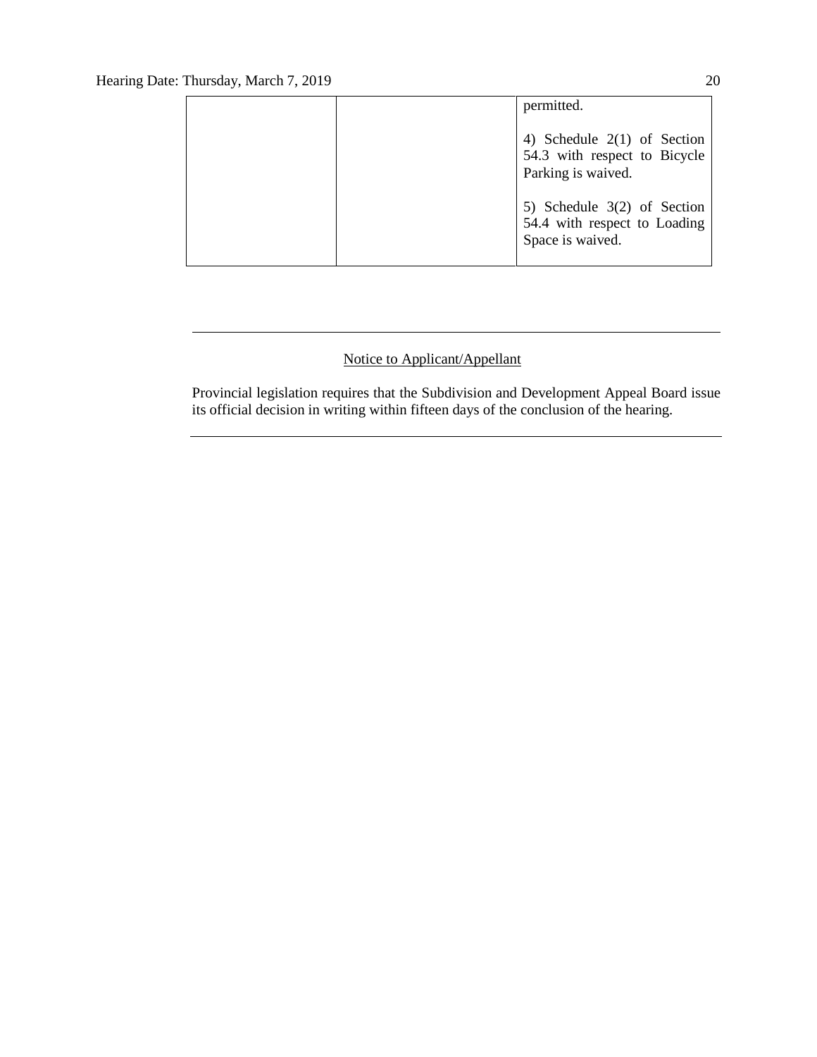| | | permitted.<br><br>4) Schedule 2(1) of Section 54.3 with respect to Bicycle Parking is waived.<br><br>5) Schedule 3(2) of Section 54.4 with respect to Loading Space is waived. |
|---|---|---|

---

Notice to Applicant/Appellant

Provincial legislation requires that the Subdivision and Development Appeal Board issue its official decision in writing within fifteen days of the conclusion of the hearing.

---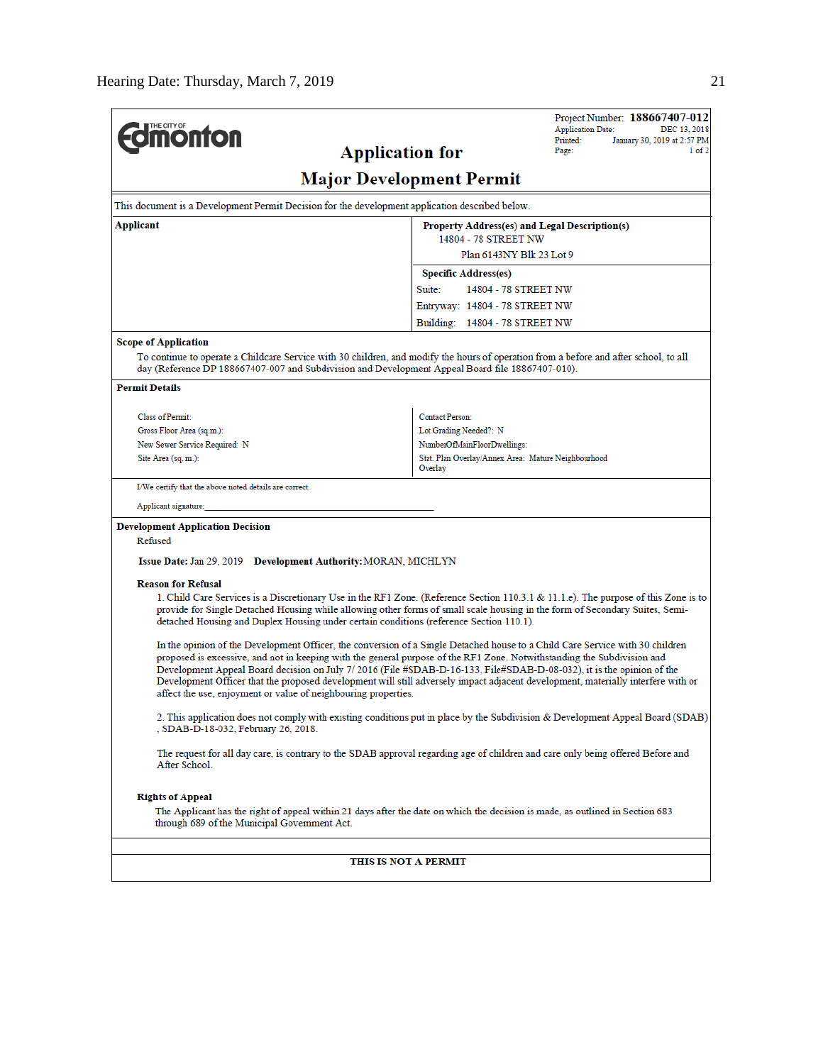Project Number: **188667407-012**
Application Date: DEC 13, 2018
Printed: January 30, 2019 at 2:57 PM
Page: 1 of 2

THE CITY OF Edmonton

# Application for

# Major Development Permit

This document is a Development Permit Decision for the development application described below.

| **Applicant** | **Property Address(es) and Legal Description(s)**<br>14804 - 78 STREET NW<br>Plan 6143NY Blk 23 Lot 9 |
|---|---|
| | **Specific Address(es)**<br>Suite: 14804 - 78 STREET NW<br>Entryway: 14804 - 78 STREET NW<br>Building: 14804 - 78 STREET NW |

**Scope of Application**

To continue to operate a Childcare Service with 30 children, and modify the hours of operation from a before and after school, to all day (Reference DP 188667407-007 and Subdivision and Development Appeal Board file 18867407-010).

**Permit Details**

| | |
|---|---|
| Class of Permit: | Contact Person: |
| Gross Floor Area (sq.m.): | Lot Grading Needed?: N |
| New Sewer Service Required: N | NumberOfMainFloorDwellings: |
| Site Area (sq. m.): | Stat. Plan Overlay/Annex Area: Mature Neighbourhood Overlay |

I/We certify that the above noted details are correct.

Applicant signature: ______________________________

**Development Application Decision**

Refused

**Issue Date:** Jan 29, 2019 **Development Authority:** MORAN, MICHLYN

**Reason for Refusal**

1. Child Care Services is a Discretionary Use in the RF1 Zone. (Reference Section 110.3.1 & 11.1.e). The purpose of this Zone is to provide for Single Detached Housing while allowing other forms of small scale housing in the form of Secondary Suites, Semi-detached Housing and Duplex Housing under certain conditions (reference Section 110.1).

In the opinion of the Development Officer, the conversion of a Single Detached house to a Child Care Service with 30 children proposed is excessive, and not in keeping with the general purpose of the RF1 Zone. Notwithstanding the Subdivision and Development Appeal Board decision on July 7/ 2016 (File #SDAB-D-16-133, File#SDAB-D-08-032), it is the opinion of the Development Officer that the proposed development will still adversely impact adjacent development, materially interfere with or affect the use, enjoyment or value of neighbouring properties.

2. This application does not comply with existing conditions put in place by the Subdivision & Development Appeal Board (SDAB) , SDAB-D-18-032, February 26, 2018.

The request for all day care, is contrary to the SDAB approval regarding age of children and care only being offered Before and After School.

**Rights of Appeal**

The Applicant has the right of appeal within 21 days after the date on which the decision is made, as outlined in Section 683 through 689 of the Municipal Government Act.

**THIS IS NOT A PERMIT**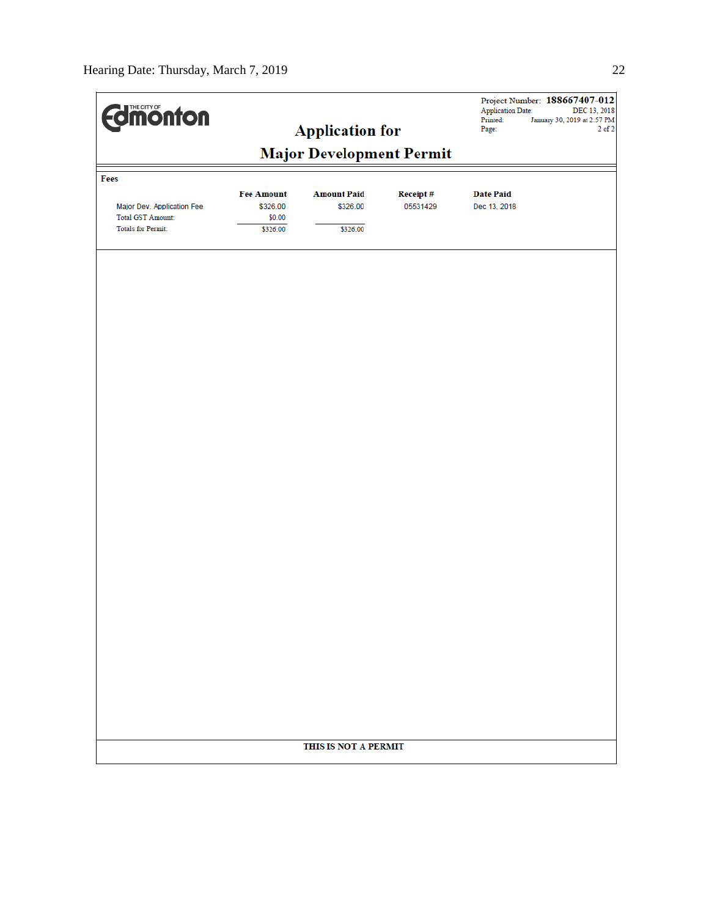THE CITY OF Edmonton

Project Number: **188667407-012**
Application Date: DEC 13, 2018
Printed: January 30, 2019 at 2:57 PM

# Application for Major Development Permit

**Fees**

| | Fee Amount | Amount Paid | Receipt # | Date Paid |
|---|---|---|---|---|
| Major Dev. Application Fee | $326.00 | $326.00 | 05531429 | Dec 13, 2018 |
| Total GST Amount: | $0.00 | | | |
| Totals for Permit: | $326.00 | $326.00 | | |

**THIS IS NOT A PERMIT**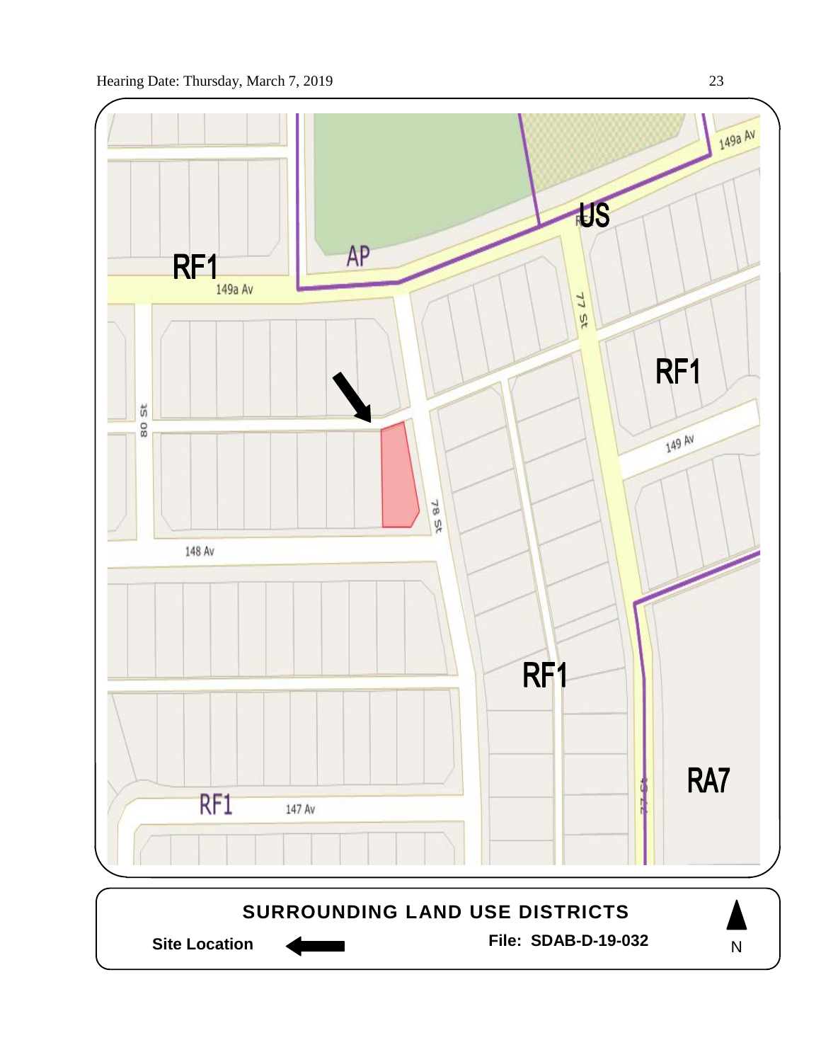RF1

149a Av

AP

US

149a Av

77 St

RF1

80 St

149 Av

78 St

148 Av

RF1

RA7

RF1

147 Av

**SURROUNDING LAND USE DISTRICTS**

**Site Location**

**File: SDAB-D-19-032**

N